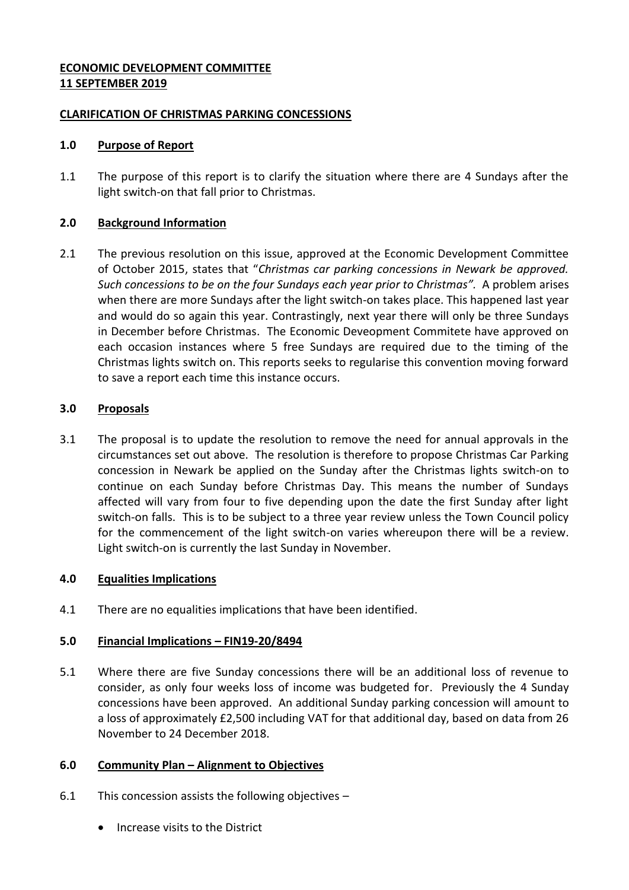**ECONOMIC DEVELOPMENT COMMITTEE**
**11 SEPTEMBER 2019**

**CLARIFICATION OF CHRISTMAS PARKING CONCESSIONS**

## 1.0 Purpose of Report

1.1 The purpose of this report is to clarify the situation where there are 4 Sundays after the light switch-on that fall prior to Christmas.

## 2.0 Background Information

2.1 The previous resolution on this issue, approved at the Economic Development Committee of October 2015, states that "*Christmas car parking concessions in Newark be approved. Such concessions to be on the four Sundays each year prior to Christmas".* A problem arises when there are more Sundays after the light switch-on takes place. This happened last year and would do so again this year. Contrastingly, next year there will only be three Sundays in December before Christmas. The Economic Deveopment Commitete have approved on each occasion instances where 5 free Sundays are required due to the timing of the Christmas lights switch on. This reports seeks to regularise this convention moving forward to save a report each time this instance occurs.

## 3.0 Proposals

3.1 The proposal is to update the resolution to remove the need for annual approvals in the circumstances set out above. The resolution is therefore to propose Christmas Car Parking concession in Newark be applied on the Sunday after the Christmas lights switch-on to continue on each Sunday before Christmas Day. This means the number of Sundays affected will vary from four to five depending upon the date the first Sunday after light switch-on falls. This is to be subject to a three year review unless the Town Council policy for the commencement of the light switch-on varies whereupon there will be a review. Light switch-on is currently the last Sunday in November.

## 4.0 Equalities Implications

4.1 There are no equalities implications that have been identified.

## 5.0 Financial Implications – FIN19-20/8494

5.1 Where there are five Sunday concessions there will be an additional loss of revenue to consider, as only four weeks loss of income was budgeted for. Previously the 4 Sunday concessions have been approved. An additional Sunday parking concession will amount to a loss of approximately £2,500 including VAT for that additional day, based on data from 26 November to 24 December 2018.

## 6.0 Community Plan – Alignment to Objectives

6.1 This concession assists the following objectives –

- Increase visits to the District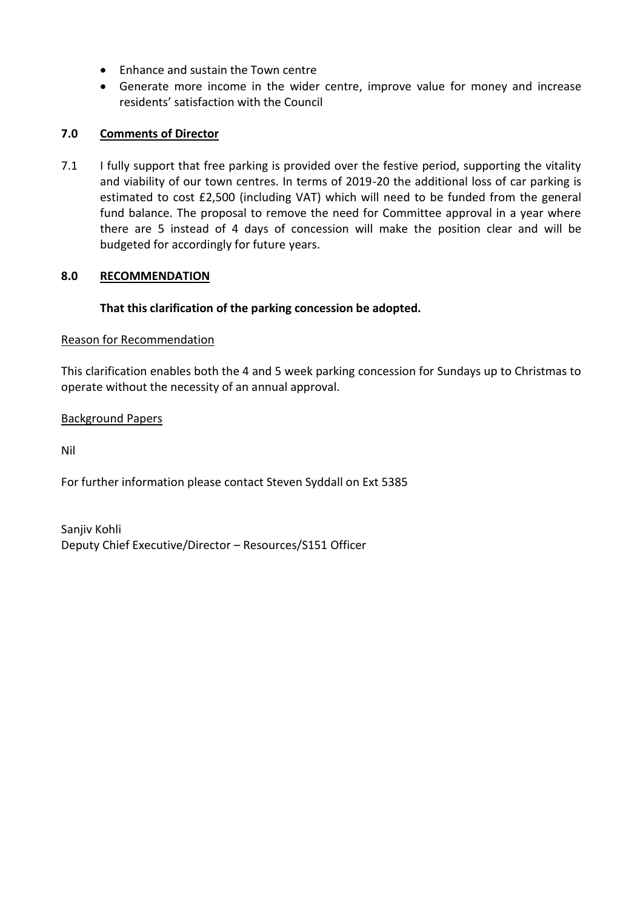- Enhance and sustain the Town centre
- Generate more income in the wider centre, improve value for money and increase residents' satisfaction with the Council

## 7.0 Comments of Director

7.1 I fully support that free parking is provided over the festive period, supporting the vitality and viability of our town centres. In terms of 2019-20 the additional loss of car parking is estimated to cost £2,500 (including VAT) which will need to be funded from the general fund balance. The proposal to remove the need for Committee approval in a year where there are 5 instead of 4 days of concession will make the position clear and will be budgeted for accordingly for future years.

## 8.0 RECOMMENDATION

**That this clarification of the parking concession be adopted.**

Reason for Recommendation

This clarification enables both the 4 and 5 week parking concession for Sundays up to Christmas to operate without the necessity of an annual approval.

Background Papers

Nil

For further information please contact Steven Syddall on Ext 5385

Sanjiv Kohli
Deputy Chief Executive/Director – Resources/S151 Officer